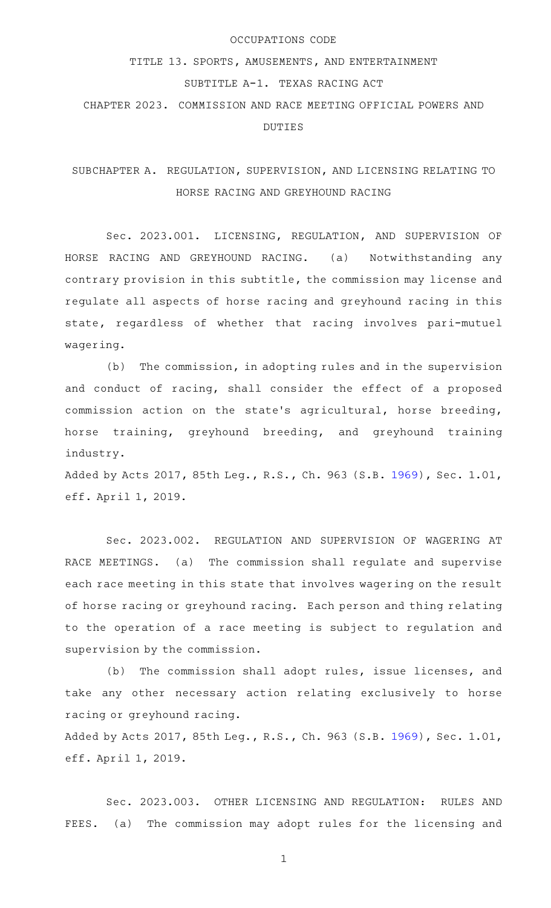OCCUPATIONS CODE

TITLE 13. SPORTS, AMUSEMENTS, AND ENTERTAINMENT

SUBTITLE A-1. TEXAS RACING ACT

CHAPTER 2023. COMMISSION AND RACE MEETING OFFICIAL POWERS AND DUTIES

## SUBCHAPTER A. REGULATION, SUPERVISION, AND LICENSING RELATING TO HORSE RACING AND GREYHOUND RACING

Sec. 2023.001. LICENSING, REGULATION, AND SUPERVISION OF HORSE RACING AND GREYHOUND RACING. (a) Notwithstanding any contrary provision in this subtitle, the commission may license and regulate all aspects of horse racing and greyhound racing in this state, regardless of whether that racing involves pari-mutuel wagering.

(b) The commission, in adopting rules and in the supervision and conduct of racing, shall consider the effect of a proposed commission action on the state's agricultural, horse breeding, horse training, greyhound breeding, and greyhound training industry.

Added by Acts 2017, 85th Leg., R.S., Ch. 963 (S.B. 1969), Sec. 1.01, eff. April 1, 2019.

Sec. 2023.002. REGULATION AND SUPERVISION OF WAGERING AT RACE MEETINGS. (a) The commission shall regulate and supervise each race meeting in this state that involves wagering on the result of horse racing or greyhound racing. Each person and thing relating to the operation of a race meeting is subject to regulation and supervision by the commission.

(b) The commission shall adopt rules, issue licenses, and take any other necessary action relating exclusively to horse racing or greyhound racing.

Added by Acts 2017, 85th Leg., R.S., Ch. 963 (S.B. 1969), Sec. 1.01, eff. April 1, 2019.

Sec. 2023.003. OTHER LICENSING AND REGULATION: RULES AND FEES. (a) The commission may adopt rules for the licensing and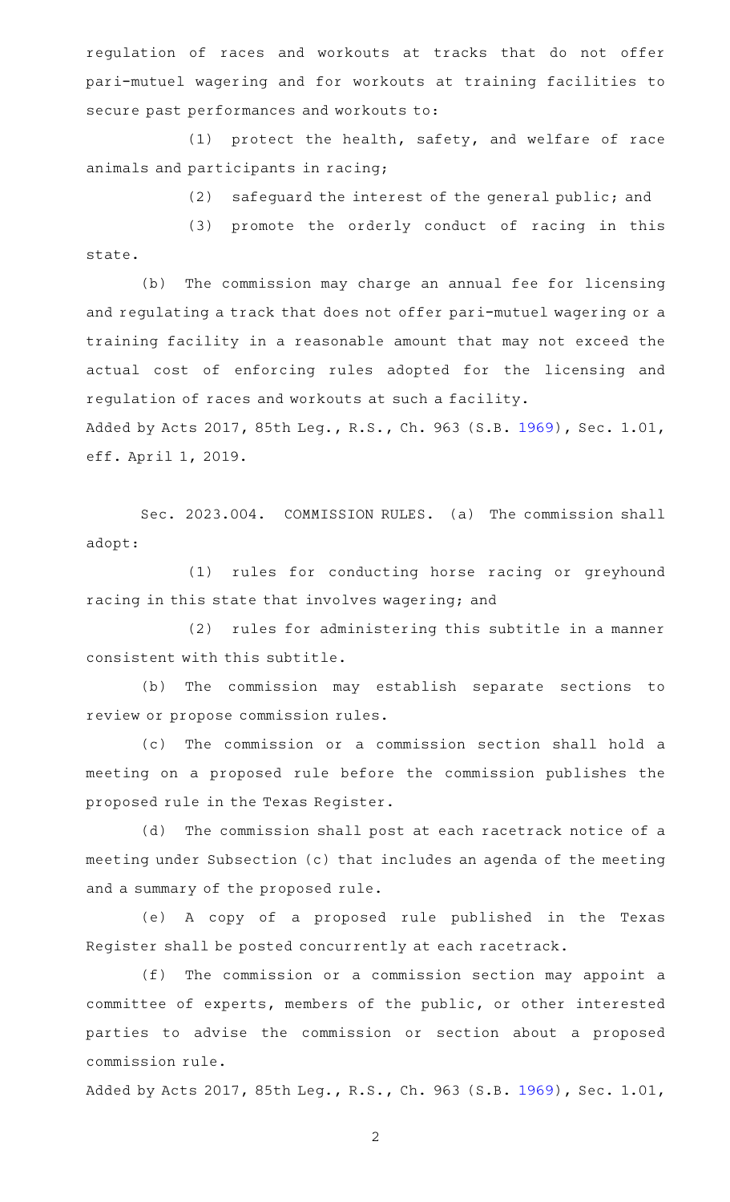regulation of races and workouts at tracks that do not offer pari-mutuel wagering and for workouts at training facilities to secure past performances and workouts to:

(1) protect the health, safety, and welfare of race animals and participants in racing;

(2) safeguard the interest of the general public; and

(3) promote the orderly conduct of racing in this state.

(b) The commission may charge an annual fee for licensing and regulating a track that does not offer pari-mutuel wagering or a training facility in a reasonable amount that may not exceed the actual cost of enforcing rules adopted for the licensing and regulation of races and workouts at such a facility.

Added by Acts 2017, 85th Leg., R.S., Ch. 963 (S.B. 1969), Sec. 1.01, eff. April 1, 2019.

Sec. 2023.004. COMMISSION RULES. (a) The commission shall adopt:

(1) rules for conducting horse racing or greyhound racing in this state that involves wagering; and

(2) rules for administering this subtitle in a manner consistent with this subtitle.

(b) The commission may establish separate sections to review or propose commission rules.

(c) The commission or a commission section shall hold a meeting on a proposed rule before the commission publishes the proposed rule in the Texas Register.

(d) The commission shall post at each racetrack notice of a meeting under Subsection (c) that includes an agenda of the meeting and a summary of the proposed rule.

(e) A copy of a proposed rule published in the Texas Register shall be posted concurrently at each racetrack.

(f) The commission or a commission section may appoint a committee of experts, members of the public, or other interested parties to advise the commission or section about a proposed commission rule.

Added by Acts 2017, 85th Leg., R.S., Ch. 963 (S.B. 1969), Sec. 1.01,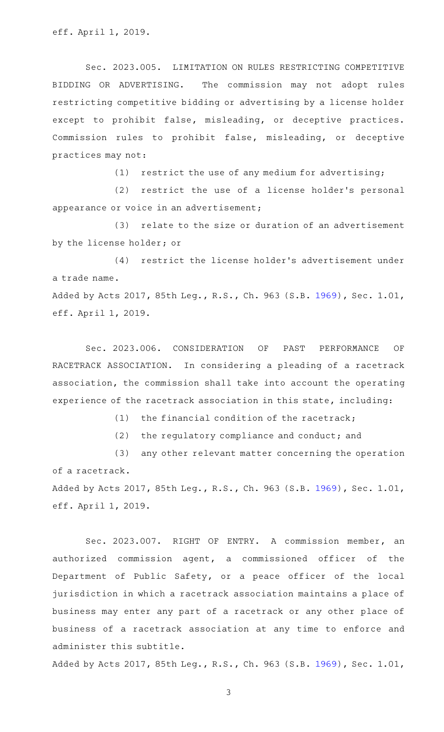eff. April 1, 2019.

Sec. 2023.005. LIMITATION ON RULES RESTRICTING COMPETITIVE BIDDING OR ADVERTISING. The commission may not adopt rules restricting competitive bidding or advertising by a license holder except to prohibit false, misleading, or deceptive practices. Commission rules to prohibit false, misleading, or deceptive practices may not:

(1) restrict the use of any medium for advertising;

(2) restrict the use of a license holder's personal appearance or voice in an advertisement;

(3) relate to the size or duration of an advertisement by the license holder; or

(4) restrict the license holder's advertisement under a trade name.

Added by Acts 2017, 85th Leg., R.S., Ch. 963 (S.B. 1969), Sec. 1.01, eff. April 1, 2019.

Sec. 2023.006. CONSIDERATION OF PAST PERFORMANCE OF RACETRACK ASSOCIATION. In considering a pleading of a racetrack association, the commission shall take into account the operating experience of the racetrack association in this state, including:

(1) the financial condition of the racetrack;

(2) the regulatory compliance and conduct; and

(3) any other relevant matter concerning the operation of a racetrack.

Added by Acts 2017, 85th Leg., R.S., Ch. 963 (S.B. 1969), Sec. 1.01, eff. April 1, 2019.

Sec. 2023.007. RIGHT OF ENTRY. A commission member, an authorized commission agent, a commissioned officer of the Department of Public Safety, or a peace officer of the local jurisdiction in which a racetrack association maintains a place of business may enter any part of a racetrack or any other place of business of a racetrack association at any time to enforce and administer this subtitle.

Added by Acts 2017, 85th Leg., R.S., Ch. 963 (S.B. 1969), Sec. 1.01,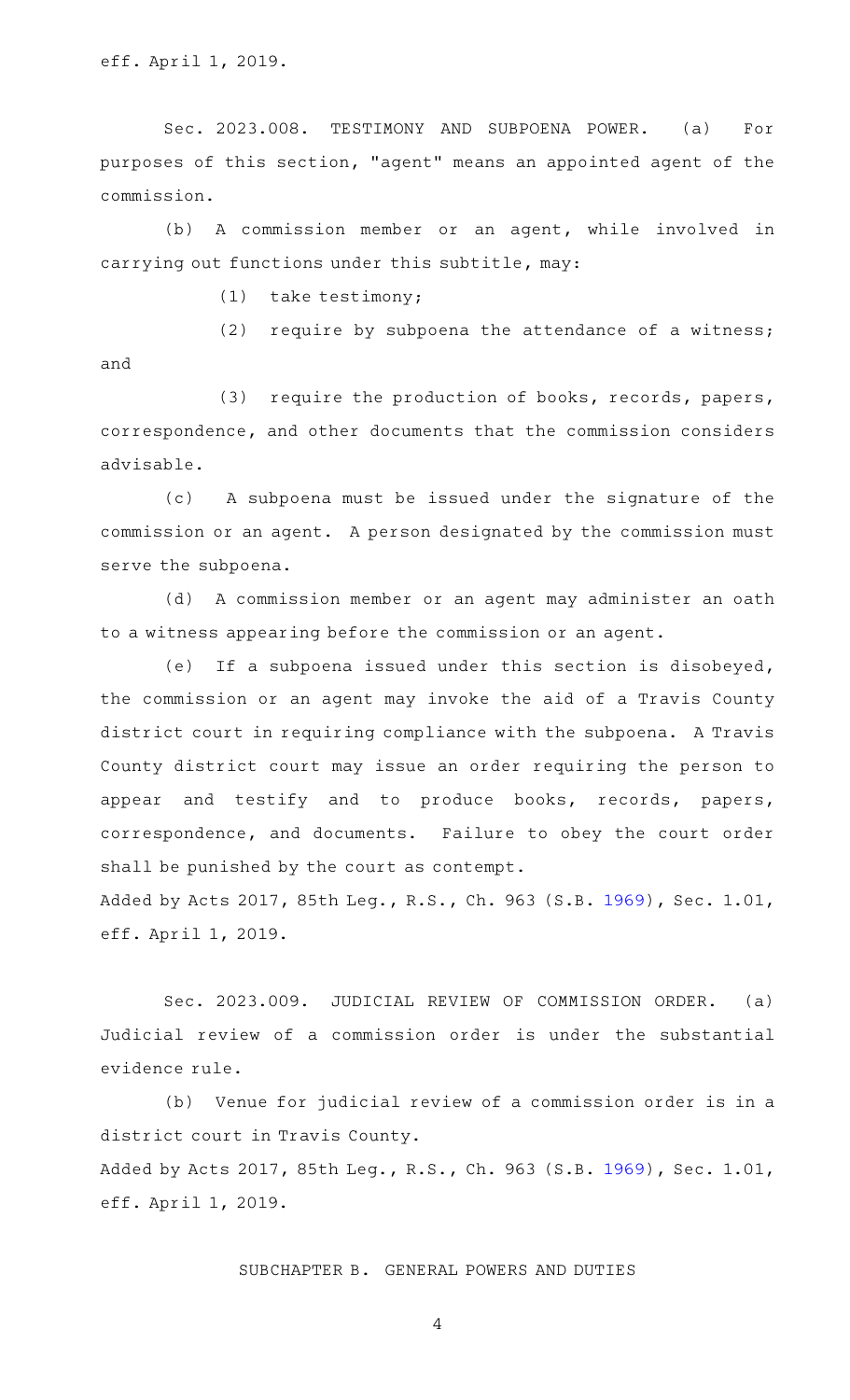eff. April 1, 2019.

Sec. 2023.008. TESTIMONY AND SUBPOENA POWER. (a) For purposes of this section, "agent" means an appointed agent of the commission.

(b) A commission member or an agent, while involved in carrying out functions under this subtitle, may:

(1) take testimony;

(2) require by subpoena the attendance of a witness; and

(3) require the production of books, records, papers, correspondence, and other documents that the commission considers advisable.

(c) A subpoena must be issued under the signature of the commission or an agent. A person designated by the commission must serve the subpoena.

(d) A commission member or an agent may administer an oath to a witness appearing before the commission or an agent.

(e) If a subpoena issued under this section is disobeyed, the commission or an agent may invoke the aid of a Travis County district court in requiring compliance with the subpoena. A Travis County district court may issue an order requiring the person to appear and testify and to produce books, records, papers, correspondence, and documents. Failure to obey the court order shall be punished by the court as contempt.

Added by Acts 2017, 85th Leg., R.S., Ch. 963 (S.B. 1969), Sec. 1.01, eff. April 1, 2019.

Sec. 2023.009. JUDICIAL REVIEW OF COMMISSION ORDER. (a) Judicial review of a commission order is under the substantial evidence rule.

(b) Venue for judicial review of a commission order is in a district court in Travis County.

Added by Acts 2017, 85th Leg., R.S., Ch. 963 (S.B. 1969), Sec. 1.01, eff. April 1, 2019.

SUBCHAPTER B. GENERAL POWERS AND DUTIES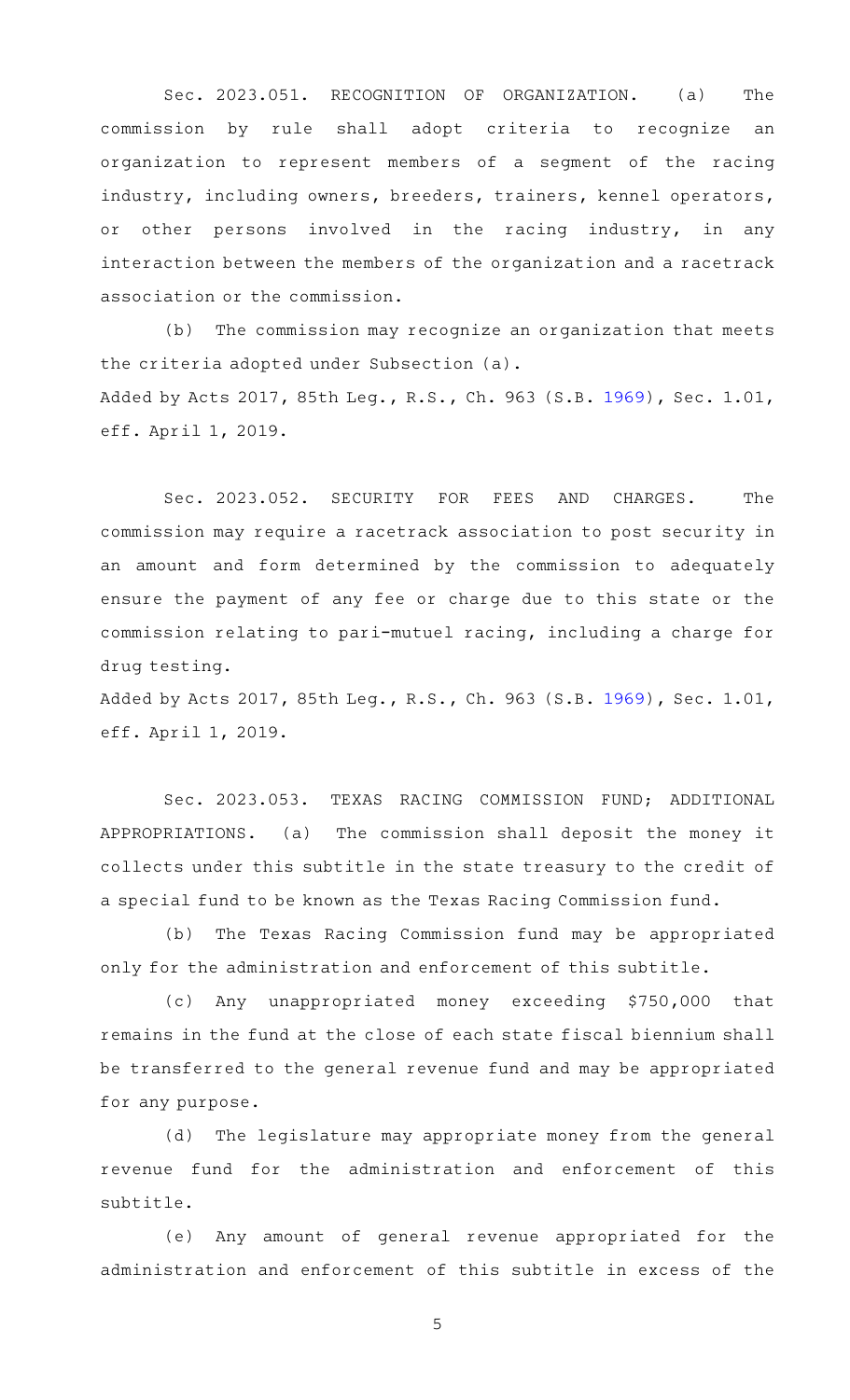Sec. 2023.051. RECOGNITION OF ORGANIZATION. (a) The commission by rule shall adopt criteria to recognize an organization to represent members of a segment of the racing industry, including owners, breeders, trainers, kennel operators, or other persons involved in the racing industry, in any interaction between the members of the organization and a racetrack association or the commission.

(b) The commission may recognize an organization that meets the criteria adopted under Subsection (a).

Added by Acts 2017, 85th Leg., R.S., Ch. 963 (S.B. 1969), Sec. 1.01, eff. April 1, 2019.

Sec. 2023.052. SECURITY FOR FEES AND CHARGES. The commission may require a racetrack association to post security in an amount and form determined by the commission to adequately ensure the payment of any fee or charge due to this state or the commission relating to pari-mutuel racing, including a charge for drug testing.

Added by Acts 2017, 85th Leg., R.S., Ch. 963 (S.B. 1969), Sec. 1.01, eff. April 1, 2019.

Sec. 2023.053. TEXAS RACING COMMISSION FUND; ADDITIONAL APPROPRIATIONS. (a) The commission shall deposit the money it collects under this subtitle in the state treasury to the credit of a special fund to be known as the Texas Racing Commission fund.

(b) The Texas Racing Commission fund may be appropriated only for the administration and enforcement of this subtitle.

(c) Any unappropriated money exceeding $750,000 that remains in the fund at the close of each state fiscal biennium shall be transferred to the general revenue fund and may be appropriated for any purpose.

(d) The legislature may appropriate money from the general revenue fund for the administration and enforcement of this subtitle.

(e) Any amount of general revenue appropriated for the administration and enforcement of this subtitle in excess of the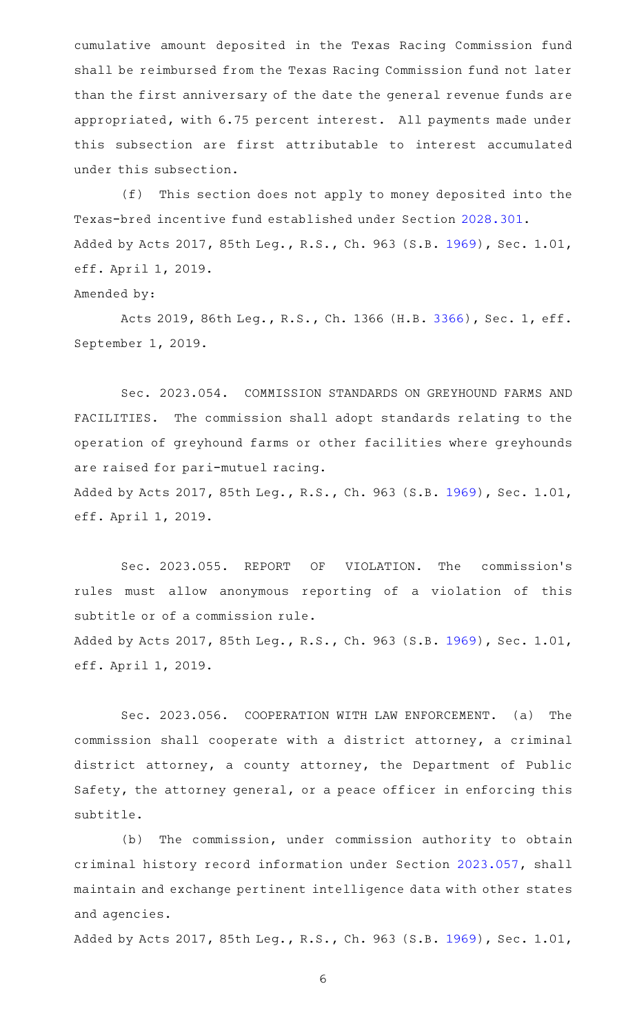cumulative amount deposited in the Texas Racing Commission fund shall be reimbursed from the Texas Racing Commission fund not later than the first anniversary of the date the general revenue funds are appropriated, with 6.75 percent interest. All payments made under this subsection are first attributable to interest accumulated under this subsection.

(f) This section does not apply to money deposited into the Texas-bred incentive fund established under Section 2028.301.

Added by Acts 2017, 85th Leg., R.S., Ch. 963 (S.B. 1969), Sec. 1.01, eff. April 1, 2019.

Amended by:

Acts 2019, 86th Leg., R.S., Ch. 1366 (H.B. 3366), Sec. 1, eff. September 1, 2019.

Sec. 2023.054. COMMISSION STANDARDS ON GREYHOUND FARMS AND FACILITIES. The commission shall adopt standards relating to the operation of greyhound farms or other facilities where greyhounds are raised for pari-mutuel racing.

Added by Acts 2017, 85th Leg., R.S., Ch. 963 (S.B. 1969), Sec. 1.01, eff. April 1, 2019.

Sec. 2023.055. REPORT OF VIOLATION. The commission's rules must allow anonymous reporting of a violation of this subtitle or of a commission rule.

Added by Acts 2017, 85th Leg., R.S., Ch. 963 (S.B. 1969), Sec. 1.01, eff. April 1, 2019.

Sec. 2023.056. COOPERATION WITH LAW ENFORCEMENT. (a) The commission shall cooperate with a district attorney, a criminal district attorney, a county attorney, the Department of Public Safety, the attorney general, or a peace officer in enforcing this subtitle.

(b) The commission, under commission authority to obtain criminal history record information under Section 2023.057, shall maintain and exchange pertinent intelligence data with other states and agencies.

Added by Acts 2017, 85th Leg., R.S., Ch. 963 (S.B. 1969), Sec. 1.01,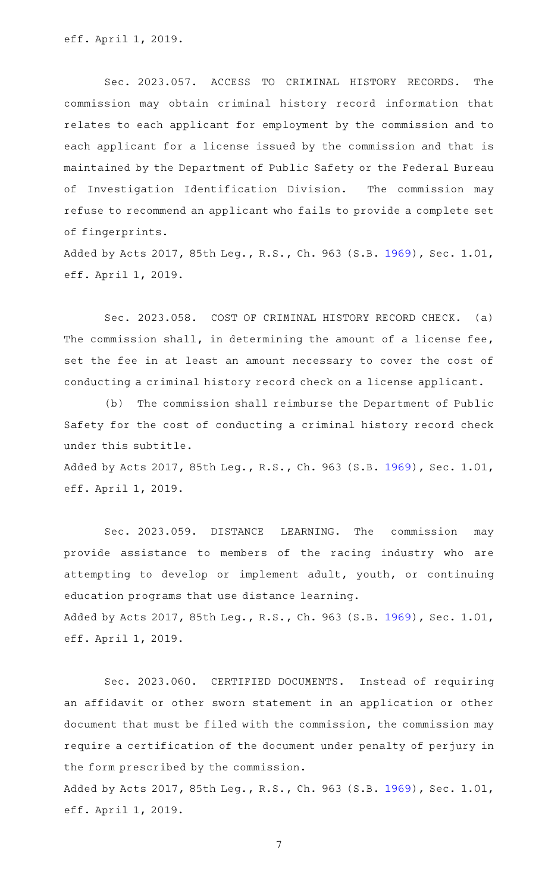eff. April 1, 2019.

Sec. 2023.057. ACCESS TO CRIMINAL HISTORY RECORDS. The commission may obtain criminal history record information that relates to each applicant for employment by the commission and to each applicant for a license issued by the commission and that is maintained by the Department of Public Safety or the Federal Bureau of Investigation Identification Division. The commission may refuse to recommend an applicant who fails to provide a complete set of fingerprints.

Added by Acts 2017, 85th Leg., R.S., Ch. 963 (S.B. 1969), Sec. 1.01, eff. April 1, 2019.

Sec. 2023.058. COST OF CRIMINAL HISTORY RECORD CHECK. (a) The commission shall, in determining the amount of a license fee, set the fee in at least an amount necessary to cover the cost of conducting a criminal history record check on a license applicant.

(b) The commission shall reimburse the Department of Public Safety for the cost of conducting a criminal history record check under this subtitle.

Added by Acts 2017, 85th Leg., R.S., Ch. 963 (S.B. 1969), Sec. 1.01, eff. April 1, 2019.

Sec. 2023.059. DISTANCE LEARNING. The commission may provide assistance to members of the racing industry who are attempting to develop or implement adult, youth, or continuing education programs that use distance learning.

Added by Acts 2017, 85th Leg., R.S., Ch. 963 (S.B. 1969), Sec. 1.01, eff. April 1, 2019.

Sec. 2023.060. CERTIFIED DOCUMENTS. Instead of requiring an affidavit or other sworn statement in an application or other document that must be filed with the commission, the commission may require a certification of the document under penalty of perjury in the form prescribed by the commission.

Added by Acts 2017, 85th Leg., R.S., Ch. 963 (S.B. 1969), Sec. 1.01, eff. April 1, 2019.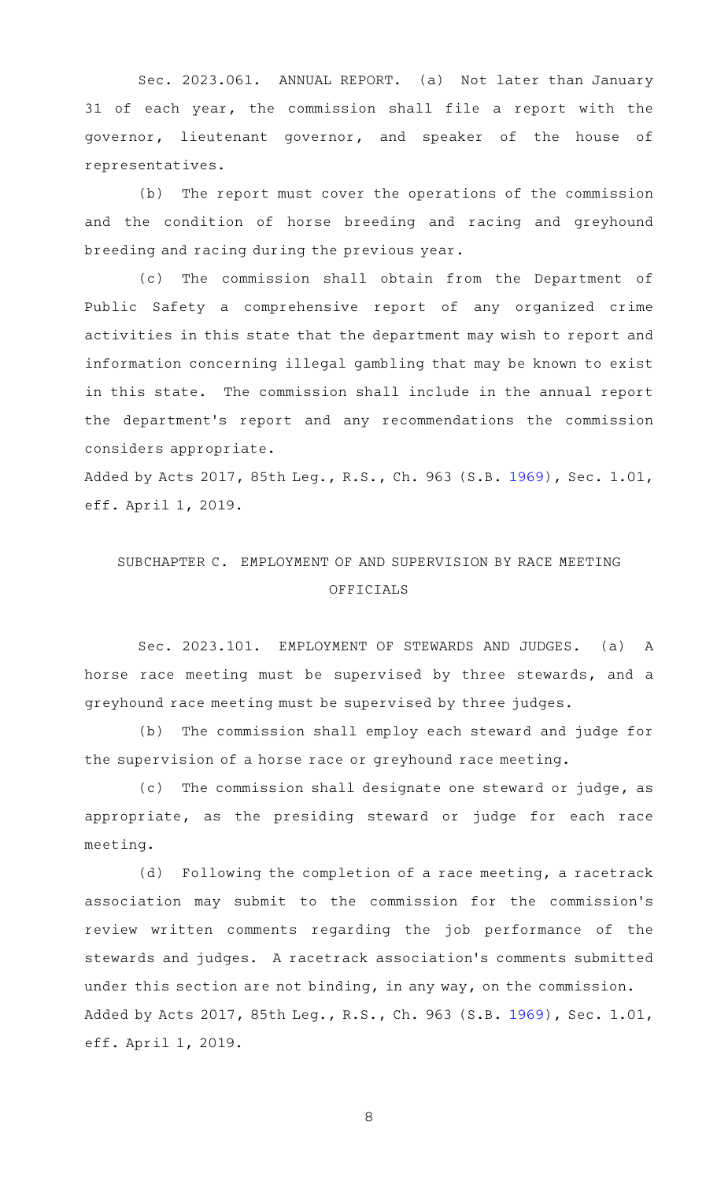Sec. 2023.061. ANNUAL REPORT. (a) Not later than January 31 of each year, the commission shall file a report with the governor, lieutenant governor, and speaker of the house of representatives.

(b) The report must cover the operations of the commission and the condition of horse breeding and racing and greyhound breeding and racing during the previous year.

(c) The commission shall obtain from the Department of Public Safety a comprehensive report of any organized crime activities in this state that the department may wish to report and information concerning illegal gambling that may be known to exist in this state. The commission shall include in the annual report the department's report and any recommendations the commission considers appropriate.

Added by Acts 2017, 85th Leg., R.S., Ch. 963 (S.B. 1969), Sec. 1.01, eff. April 1, 2019.

## SUBCHAPTER C. EMPLOYMENT OF AND SUPERVISION BY RACE MEETING OFFICIALS

Sec. 2023.101. EMPLOYMENT OF STEWARDS AND JUDGES. (a) A horse race meeting must be supervised by three stewards, and a greyhound race meeting must be supervised by three judges.

(b) The commission shall employ each steward and judge for the supervision of a horse race or greyhound race meeting.

(c) The commission shall designate one steward or judge, as appropriate, as the presiding steward or judge for each race meeting.

(d) Following the completion of a race meeting, a racetrack association may submit to the commission for the commission's review written comments regarding the job performance of the stewards and judges. A racetrack association's comments submitted under this section are not binding, in any way, on the commission.

Added by Acts 2017, 85th Leg., R.S., Ch. 963 (S.B. 1969), Sec. 1.01, eff. April 1, 2019.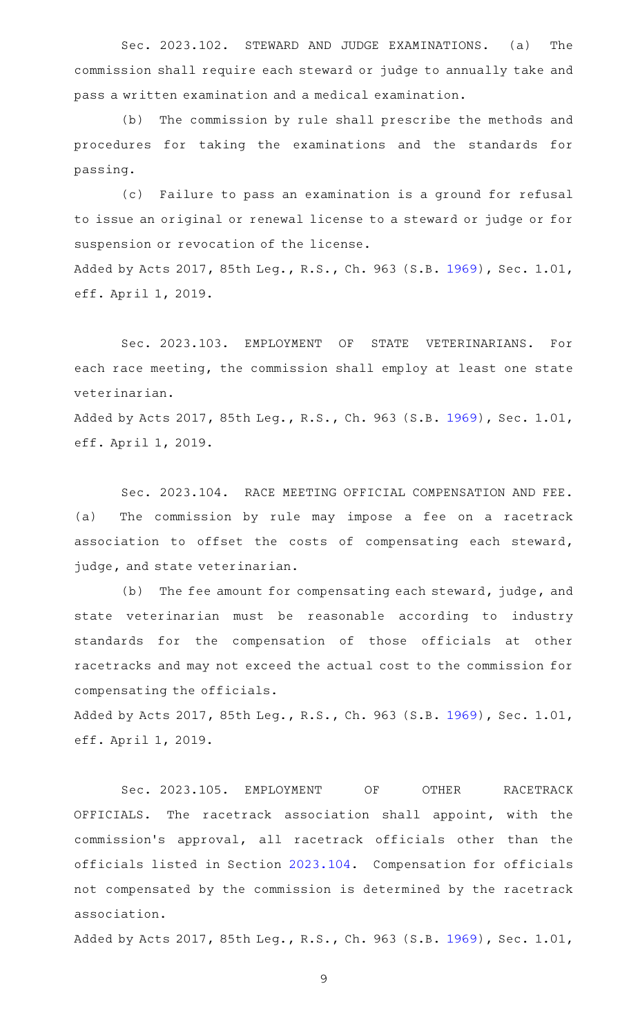Sec. 2023.102. STEWARD AND JUDGE EXAMINATIONS. (a) The commission shall require each steward or judge to annually take and pass a written examination and a medical examination.

(b) The commission by rule shall prescribe the methods and procedures for taking the examinations and the standards for passing.

(c) Failure to pass an examination is a ground for refusal to issue an original or renewal license to a steward or judge or for suspension or revocation of the license.

Added by Acts 2017, 85th Leg., R.S., Ch. 963 (S.B. 1969), Sec. 1.01, eff. April 1, 2019.

Sec. 2023.103. EMPLOYMENT OF STATE VETERINARIANS. For each race meeting, the commission shall employ at least one state veterinarian.

Added by Acts 2017, 85th Leg., R.S., Ch. 963 (S.B. 1969), Sec. 1.01, eff. April 1, 2019.

Sec. 2023.104. RACE MEETING OFFICIAL COMPENSATION AND FEE. (a) The commission by rule may impose a fee on a racetrack association to offset the costs of compensating each steward, judge, and state veterinarian.

(b) The fee amount for compensating each steward, judge, and state veterinarian must be reasonable according to industry standards for the compensation of those officials at other racetracks and may not exceed the actual cost to the commission for compensating the officials.

Added by Acts 2017, 85th Leg., R.S., Ch. 963 (S.B. 1969), Sec. 1.01, eff. April 1, 2019.

Sec. 2023.105. EMPLOYMENT OF OTHER RACETRACK OFFICIALS. The racetrack association shall appoint, with the commission's approval, all racetrack officials other than the officials listed in Section 2023.104. Compensation for officials not compensated by the commission is determined by the racetrack association.

Added by Acts 2017, 85th Leg., R.S., Ch. 963 (S.B. 1969), Sec. 1.01,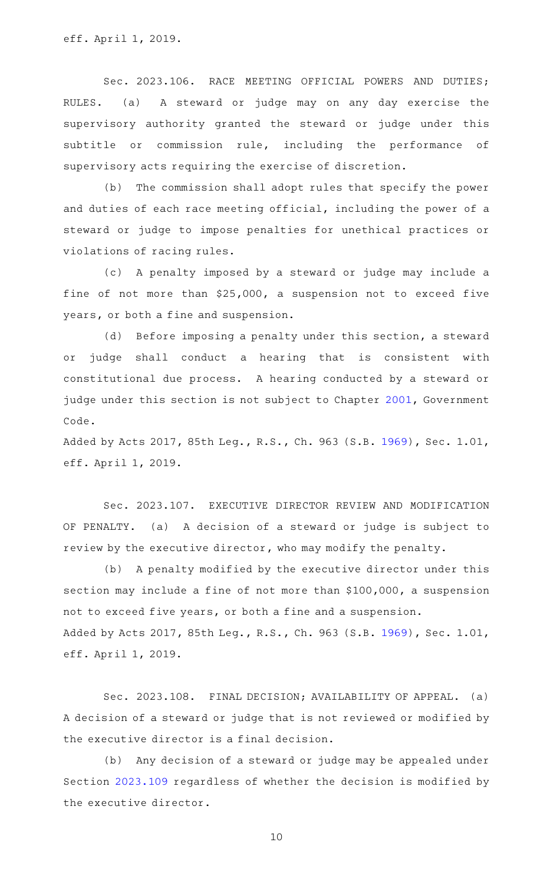eff. April 1, 2019.

Sec. 2023.106. RACE MEETING OFFICIAL POWERS AND DUTIES; RULES. (a) A steward or judge may on any day exercise the supervisory authority granted the steward or judge under this subtitle or commission rule, including the performance of supervisory acts requiring the exercise of discretion.

(b) The commission shall adopt rules that specify the power and duties of each race meeting official, including the power of a steward or judge to impose penalties for unethical practices or violations of racing rules.

(c) A penalty imposed by a steward or judge may include a fine of not more than $25,000, a suspension not to exceed five years, or both a fine and suspension.

(d) Before imposing a penalty under this section, a steward or judge shall conduct a hearing that is consistent with constitutional due process. A hearing conducted by a steward or judge under this section is not subject to Chapter 2001, Government Code.

Added by Acts 2017, 85th Leg., R.S., Ch. 963 (S.B. 1969), Sec. 1.01, eff. April 1, 2019.

Sec. 2023.107. EXECUTIVE DIRECTOR REVIEW AND MODIFICATION OF PENALTY. (a) A decision of a steward or judge is subject to review by the executive director, who may modify the penalty.

(b) A penalty modified by the executive director under this section may include a fine of not more than $100,000, a suspension not to exceed five years, or both a fine and a suspension.

Added by Acts 2017, 85th Leg., R.S., Ch. 963 (S.B. 1969), Sec. 1.01, eff. April 1, 2019.

Sec. 2023.108. FINAL DECISION; AVAILABILITY OF APPEAL. (a) A decision of a steward or judge that is not reviewed or modified by the executive director is a final decision.

(b) Any decision of a steward or judge may be appealed under Section 2023.109 regardless of whether the decision is modified by the executive director.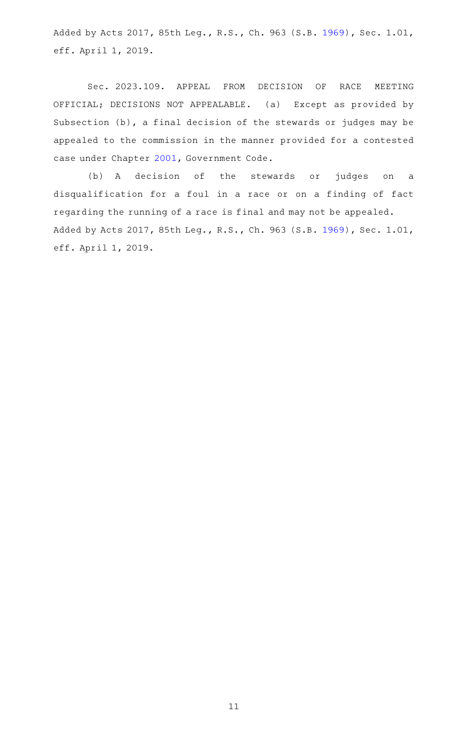Added by Acts 2017, 85th Leg., R.S., Ch. 963 (S.B. 1969), Sec. 1.01, eff. April 1, 2019.

Sec. 2023.109. APPEAL FROM DECISION OF RACE MEETING OFFICIAL; DECISIONS NOT APPEALABLE. (a) Except as provided by Subsection (b), a final decision of the stewards or judges may be appealed to the commission in the manner provided for a contested case under Chapter 2001, Government Code.

(b) A decision of the stewards or judges on a disqualification for a foul in a race or on a finding of fact regarding the running of a race is final and may not be appealed.

Added by Acts 2017, 85th Leg., R.S., Ch. 963 (S.B. 1969), Sec. 1.01, eff. April 1, 2019.